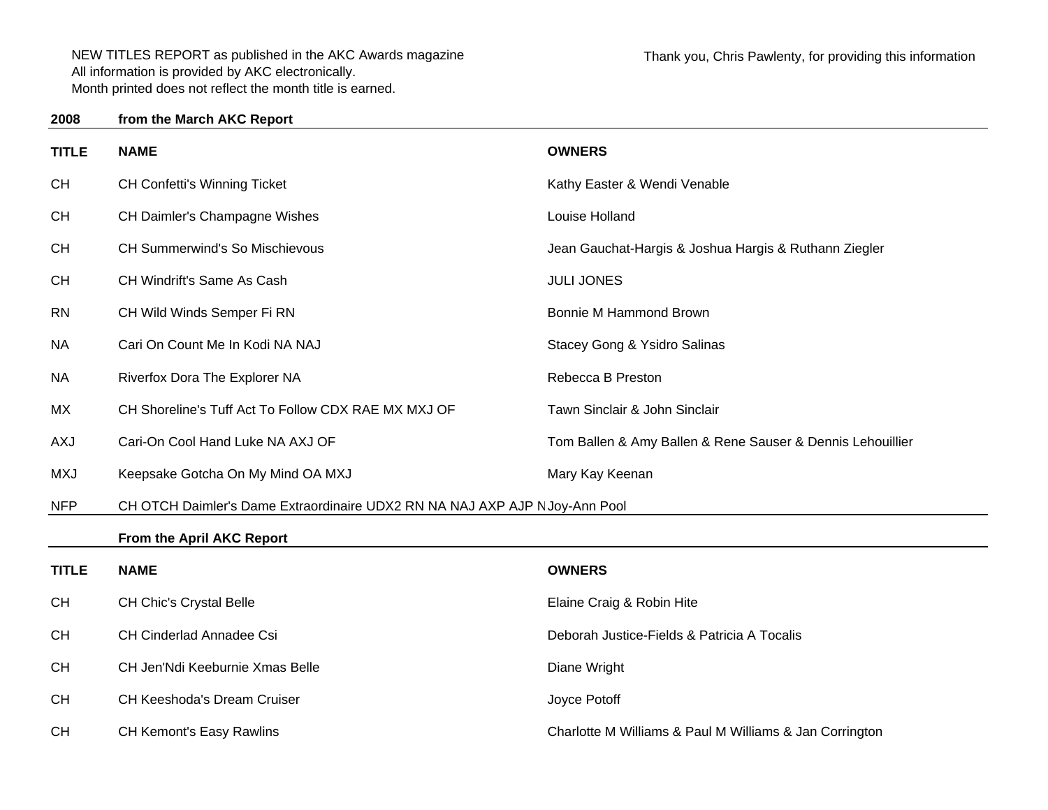NEW TITLES REPORT as published in the AKC Awards magazine
All information is provided by AKC electronically.
Month printed does not reflect the month title is earned.

Thank you, Chris Pawlenty, for providing this information

**2008** **from the March AKC Report**

| TITLE | NAME | OWNERS |
|---|---|---|
| CH | CH Confetti's Winning Ticket | Kathy Easter & Wendi Venable |
| CH | CH Daimler's Champagne Wishes | Louise Holland |
| CH | CH Summerwind's So Mischievous | Jean Gauchat-Hargis & Joshua Hargis & Ruthann Ziegler |
| CH | CH Windrift's Same As Cash | JULI JONES |
| RN | CH Wild Winds Semper Fi RN | Bonnie M Hammond Brown |
| NA | Cari On Count Me In Kodi NA NAJ | Stacey Gong & Ysidro Salinas |
| NA | Riverfox Dora The Explorer NA | Rebecca B Preston |
| MX | CH Shoreline's Tuff Act To Follow CDX RAE MX MXJ OF | Tawn Sinclair & John Sinclair |
| AXJ | Cari-On Cool Hand Luke NA AXJ OF | Tom Ballen & Amy Ballen & Rene Sauser & Dennis Lehouillier |
| MXJ | Keepsake Gotcha On My Mind OA MXJ | Mary Kay Keenan |
| NFP | CH OTCH Daimler's Dame Extraordinaire UDX2 RN NA NAJ AXP AJP N | Joy-Ann Pool |

**From the April AKC Report**

| TITLE | NAME | OWNERS |
|---|---|---|
| CH | CH Chic's Crystal Belle | Elaine Craig & Robin Hite |
| CH | CH Cinderlad Annadee Csi | Deborah Justice-Fields & Patricia A Tocalis |
| CH | CH Jen'Ndi Keeburnie Xmas Belle | Diane Wright |
| CH | CH Keeshoda's Dream Cruiser | Joyce Potoff |
| CH | CH Kemont's Easy Rawlins | Charlotte M Williams & Paul M Williams & Jan Corrington |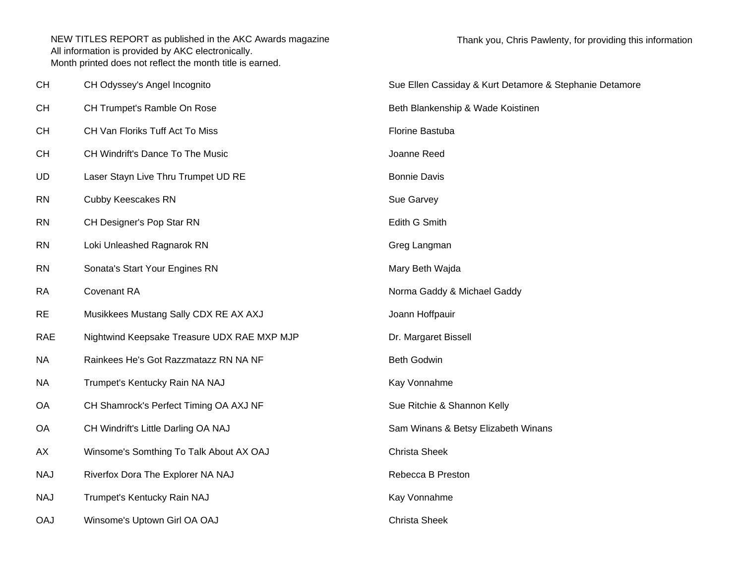NEW TITLES REPORT as published in the AKC Awards magazine
All information is provided by AKC electronically.
Month printed does not reflect the month title is earned.

Thank you, Chris Pawlenty, for providing this information

| | | |
|---|---|---|
| CH | CH Odyssey's Angel Incognito | Sue Ellen Cassiday & Kurt Detamore & Stephanie Detamore |
| CH | CH Trumpet's Ramble On Rose | Beth Blankenship & Wade Koistinen |
| CH | CH Van Floriks Tuff Act To Miss | Florine Bastuba |
| CH | CH Windrift's Dance To The Music | Joanne Reed |
| UD | Laser Stayn Live Thru Trumpet UD RE | Bonnie Davis |
| RN | Cubby Keescakes RN | Sue Garvey |
| RN | CH Designer's Pop Star RN | Edith G Smith |
| RN | Loki Unleashed Ragnarok RN | Greg Langman |
| RN | Sonata's Start Your Engines RN | Mary Beth Wajda |
| RA | Covenant RA | Norma Gaddy & Michael Gaddy |
| RE | Musikkees Mustang Sally CDX RE AX AXJ | Joann Hoffpauir |
| RAE | Nightwind Keepsake Treasure UDX RAE MXP MJP | Dr. Margaret Bissell |
| NA | Rainkees He's Got Razzmatazz RN NA NF | Beth Godwin |
| NA | Trumpet's Kentucky Rain NA NAJ | Kay Vonnahme |
| OA | CH Shamrock's Perfect Timing OA AXJ NF | Sue Ritchie & Shannon Kelly |
| OA | CH Windrift's Little Darling OA NAJ | Sam Winans & Betsy Elizabeth Winans |
| AX | Winsome's Somthing To Talk About AX OAJ | Christa Sheek |
| NAJ | Riverfox Dora The Explorer NA NAJ | Rebecca B Preston |
| NAJ | Trumpet's Kentucky Rain NAJ | Kay Vonnahme |
| OAJ | Winsome's Uptown Girl OA OAJ | Christa Sheek |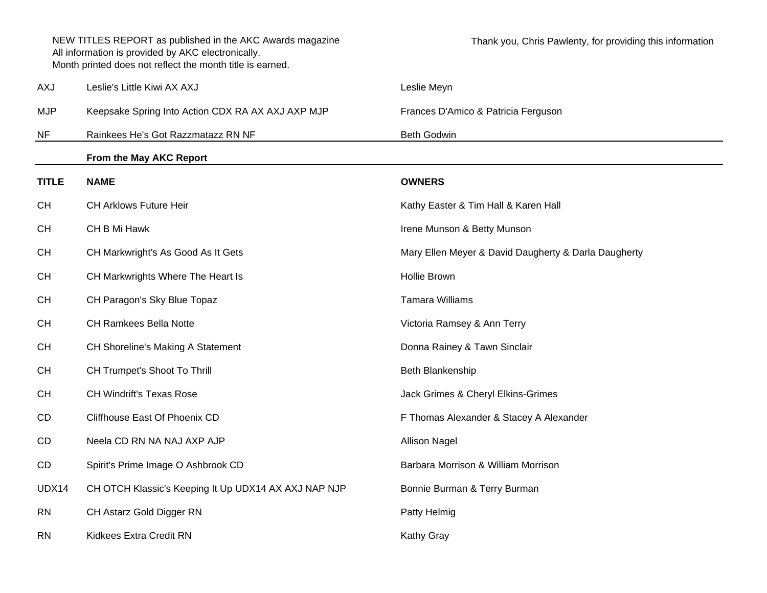NEW TITLES REPORT as published in the AKC Awards magazine
All information is provided by AKC electronically.
Month printed does not reflect the month title is earned.

Thank you, Chris Pawlenty, for providing this information

| | | |
|---|---|---|
| AXJ | Leslie's Little Kiwi AX AXJ | Leslie Meyn |
| MJP | Keepsake Spring Into Action CDX RA AX AXJ AXP MJP | Frances D'Amico & Patricia Ferguson |
| NF | Rainkees He's Got Razzmatazz RN NF | Beth Godwin |

**From the May AKC Report**

| TITLE | NAME | OWNERS |
|---|---|---|
| CH | CH Arklows Future Heir | Kathy Easter & Tim Hall & Karen Hall |
| CH | CH B Mi Hawk | Irene Munson & Betty Munson |
| CH | CH Markwright's As Good As It Gets | Mary Ellen Meyer & David Daugherty & Darla Daugherty |
| CH | CH Markwrights Where The Heart Is | Hollie Brown |
| CH | CH Paragon's Sky Blue Topaz | Tamara Williams |
| CH | CH Ramkees Bella Notte | Victoria Ramsey & Ann Terry |
| CH | CH Shoreline's Making A Statement | Donna Rainey & Tawn Sinclair |
| CH | CH Trumpet's Shoot To Thrill | Beth Blankenship |
| CH | CH Windrift's Texas Rose | Jack Grimes & Cheryl Elkins-Grimes |
| CD | Cliffhouse East Of Phoenix CD | F Thomas Alexander & Stacey A Alexander |
| CD | Neela CD RN NA NAJ AXP AJP | Allison Nagel |
| CD | Spirit's Prime Image O Ashbrook CD | Barbara Morrison & William Morrison |
| UDX14 | CH OTCH Klassic's Keeping It Up UDX14 AX AXJ NAP NJP | Bonnie Burman & Terry Burman |
| RN | CH Astarz Gold Digger RN | Patty Helmig |
| RN | Kidkees Extra Credit RN | Kathy Gray |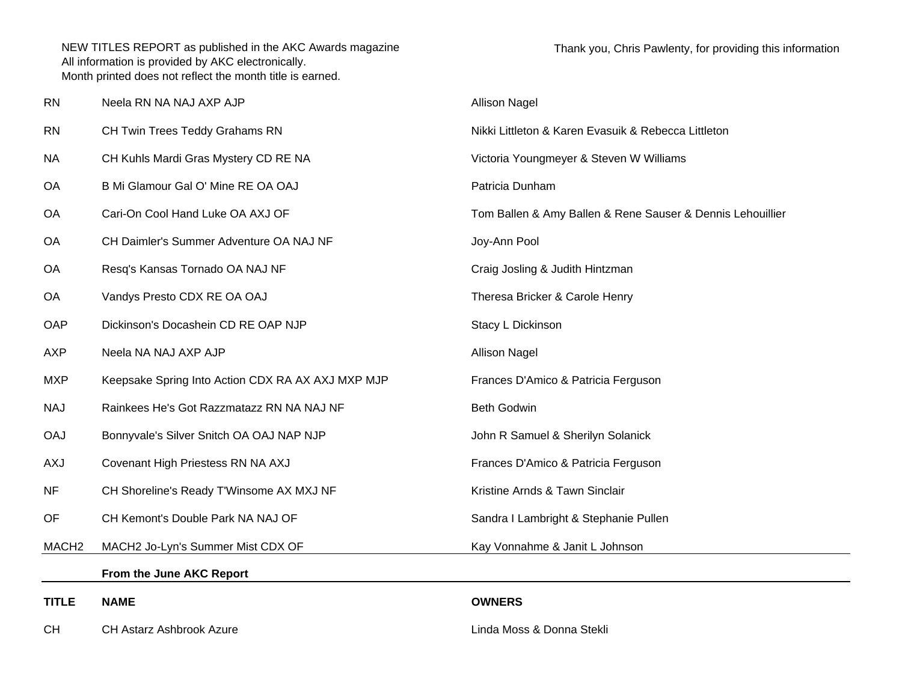NEW TITLES REPORT as published in the AKC Awards magazine
All information is provided by AKC electronically.
Month printed does not reflect the month title is earned.

Thank you, Chris Pawlenty, for providing this information

| | | |
|---|---|---|
| RN | Neela RN NA NAJ AXP AJP | Allison Nagel |
| RN | CH Twin Trees Teddy Grahams RN | Nikki Littleton & Karen Evasuik & Rebecca Littleton |
| NA | CH Kuhls Mardi Gras Mystery CD RE NA | Victoria Youngmeyer & Steven W Williams |
| OA | B Mi Glamour Gal O' Mine RE OA OAJ | Patricia Dunham |
| OA | Cari-On Cool Hand Luke OA AXJ OF | Tom Ballen & Amy Ballen & Rene Sauser & Dennis Lehouillier |
| OA | CH Daimler's Summer Adventure OA NAJ NF | Joy-Ann Pool |
| OA | Resq's Kansas Tornado OA NAJ NF | Craig Josling & Judith Hintzman |
| OA | Vandys Presto CDX RE OA OAJ | Theresa Bricker & Carole Henry |
| OAP | Dickinson's Docashein CD RE OAP NJP | Stacy L Dickinson |
| AXP | Neela NA NAJ AXP AJP | Allison Nagel |
| MXP | Keepsake Spring Into Action CDX RA AX AXJ MXP MJP | Frances D'Amico & Patricia Ferguson |
| NAJ | Rainkees He's Got Razzmatazz RN NA NAJ NF | Beth Godwin |
| OAJ | Bonnyvale's Silver Snitch OA OAJ NAP NJP | John R Samuel & Sherilyn Solanick |
| AXJ | Covenant High Priestess RN NA AXJ | Frances D'Amico & Patricia Ferguson |
| NF | CH Shoreline's Ready T'Winsome AX MXJ NF | Kristine Arnds & Tawn Sinclair |
| OF | CH Kemont's Double Park NA NAJ OF | Sandra I Lambright & Stephanie Pullen |
| MACH2 | MACH2 Jo-Lyn's Summer Mist CDX OF | Kay Vonnahme & Janit L Johnson |

**From the June AKC Report**

| TITLE | NAME | OWNERS |
|---|---|---|
| CH | CH Astarz Ashbrook Azure | Linda Moss & Donna Stekli |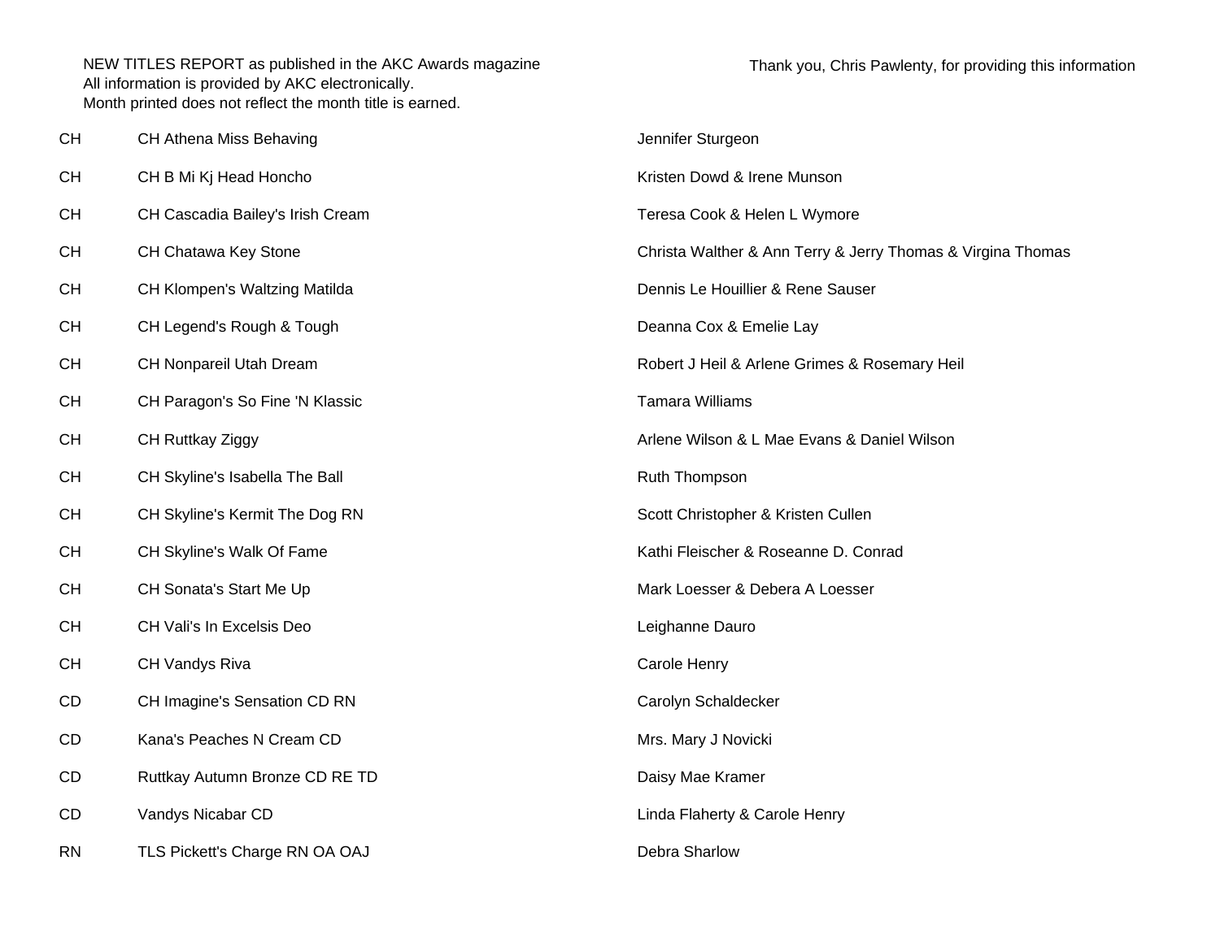NEW TITLES REPORT as published in the AKC Awards magazine
All information is provided by AKC electronically.
Month printed does not reflect the month title is earned.

Thank you, Chris Pawlenty, for providing this information

| | | |
|---|---|---|
| CH | CH Athena Miss Behaving | Jennifer Sturgeon |
| CH | CH B Mi Kj Head Honcho | Kristen Dowd & Irene Munson |
| CH | CH Cascadia Bailey's Irish Cream | Teresa Cook & Helen L Wymore |
| CH | CH Chatawa Key Stone | Christa Walther & Ann Terry & Jerry Thomas & Virgina Thomas |
| CH | CH Klompen's Waltzing Matilda | Dennis Le Houillier & Rene Sauser |
| CH | CH Legend's Rough & Tough | Deanna Cox & Emelie Lay |
| CH | CH Nonpareil Utah Dream | Robert J Heil & Arlene Grimes & Rosemary Heil |
| CH | CH Paragon's So Fine 'N Klassic | Tamara Williams |
| CH | CH Ruttkay Ziggy | Arlene Wilson & L Mae Evans & Daniel Wilson |
| CH | CH Skyline's Isabella The Ball | Ruth Thompson |
| CH | CH Skyline's Kermit The Dog RN | Scott Christopher & Kristen Cullen |
| CH | CH Skyline's Walk Of Fame | Kathi Fleischer & Roseanne D. Conrad |
| CH | CH Sonata's Start Me Up | Mark Loesser & Debera A Loesser |
| CH | CH Vali's In Excelsis Deo | Leighanne Dauro |
| CH | CH Vandys Riva | Carole Henry |
| CD | CH Imagine's Sensation CD RN | Carolyn Schaldecker |
| CD | Kana's Peaches N Cream CD | Mrs. Mary J Novicki |
| CD | Ruttkay Autumn Bronze CD RE TD | Daisy Mae Kramer |
| CD | Vandys Nicabar CD | Linda Flaherty & Carole Henry |
| RN | TLS Pickett's Charge RN OA OAJ | Debra Sharlow |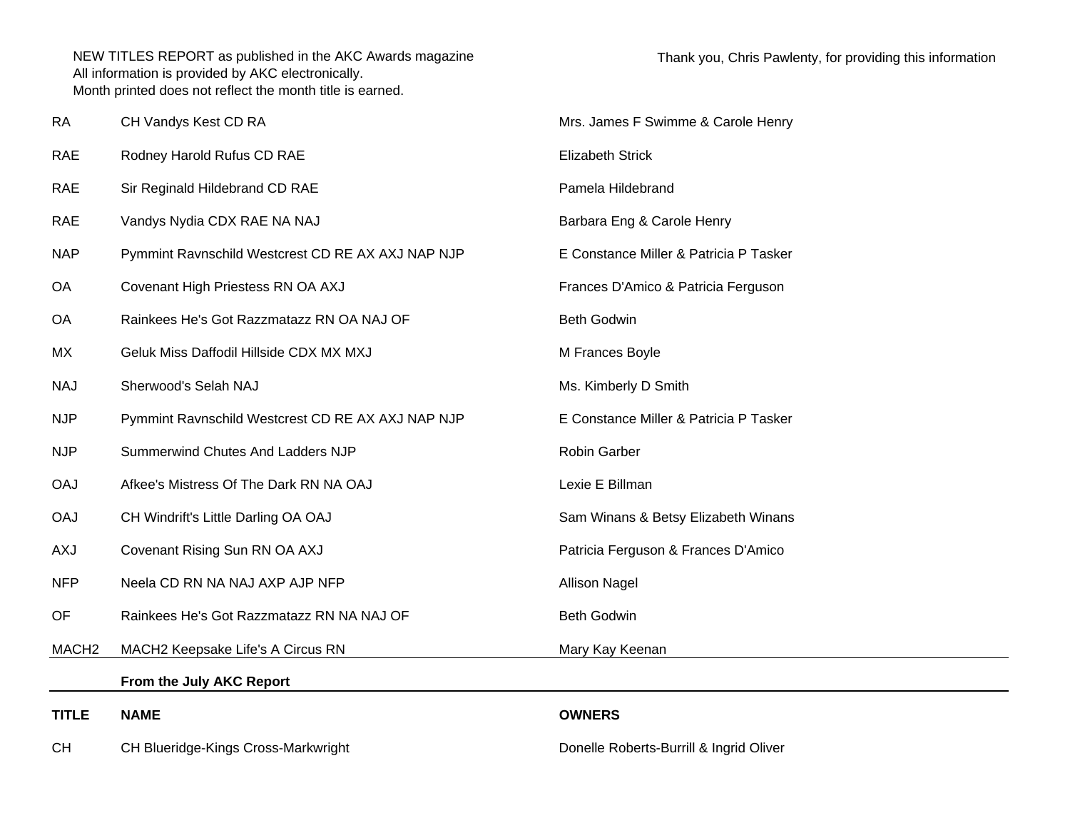NEW TITLES REPORT as published in the AKC Awards magazine
All information is provided by AKC electronically.
Month printed does not reflect the month title is earned.

Thank you, Chris Pawlenty, for providing this information

| | | |
|---|---|---|
| RA | CH Vandys Kest CD RA | Mrs. James F Swimme & Carole Henry |
| RAE | Rodney Harold Rufus CD RAE | Elizabeth Strick |
| RAE | Sir Reginald Hildebrand CD RAE | Pamela Hildebrand |
| RAE | Vandys Nydia CDX RAE NA NAJ | Barbara Eng & Carole Henry |
| NAP | Pymmint Ravnschild Westcrest CD RE AX AXJ NAP NJP | E Constance Miller & Patricia P Tasker |
| OA | Covenant High Priestess RN OA AXJ | Frances D'Amico & Patricia Ferguson |
| OA | Rainkees He's Got Razzmatazz RN OA NAJ OF | Beth Godwin |
| MX | Geluk Miss Daffodil Hillside CDX MX MXJ | M Frances Boyle |
| NAJ | Sherwood's Selah NAJ | Ms. Kimberly D Smith |
| NJP | Pymmint Ravnschild Westcrest CD RE AX AXJ NAP NJP | E Constance Miller & Patricia P Tasker |
| NJP | Summerwind Chutes And Ladders NJP | Robin Garber |
| OAJ | Afkee's Mistress Of The Dark RN NA OAJ | Lexie E Billman |
| OAJ | CH Windrift's Little Darling OA OAJ | Sam Winans & Betsy Elizabeth Winans |
| AXJ | Covenant Rising Sun RN OA AXJ | Patricia Ferguson & Frances D'Amico |
| NFP | Neela CD RN NA NAJ AXP AJP NFP | Allison Nagel |
| OF | Rainkees He's Got Razzmatazz RN NA NAJ OF | Beth Godwin |
| MACH2 | MACH2 Keepsake Life's A Circus RN | Mary Kay Keenan |

**From the July AKC Report**

| TITLE | NAME | OWNERS |
|---|---|---|
| CH | CH Blueridge-Kings Cross-Markwright | Donelle Roberts-Burrill & Ingrid Oliver |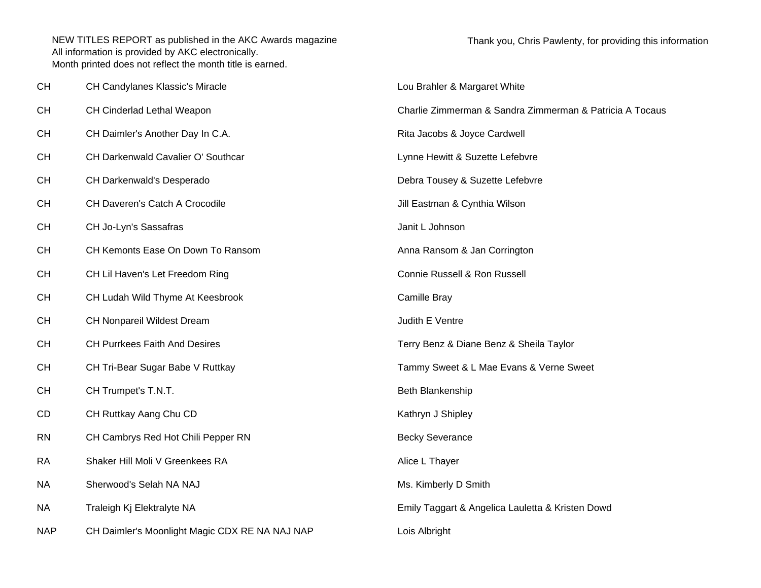NEW TITLES REPORT as published in the AKC Awards magazine
All information is provided by AKC electronically.
Month printed does not reflect the month title is earned.

Thank you, Chris Pawlenty, for providing this information

| | | |
|---|---|---|
| CH | CH Candylanes Klassic's Miracle | Lou Brahler & Margaret White |
| CH | CH Cinderlad Lethal Weapon | Charlie Zimmerman & Sandra Zimmerman & Patricia A Tocaus |
| CH | CH Daimler's Another Day In C.A. | Rita Jacobs & Joyce Cardwell |
| CH | CH Darkenwald Cavalier O' Southcar | Lynne Hewitt & Suzette Lefebvre |
| CH | CH Darkenwald's Desperado | Debra Tousey & Suzette Lefebvre |
| CH | CH Daveren's Catch A Crocodile | Jill Eastman & Cynthia Wilson |
| CH | CH Jo-Lyn's Sassafras | Janit L Johnson |
| CH | CH Kemonts Ease On Down To Ransom | Anna Ransom & Jan Corrington |
| CH | CH Lil Haven's Let Freedom Ring | Connie Russell & Ron Russell |
| CH | CH Ludah Wild Thyme At Keesbrook | Camille Bray |
| CH | CH Nonpareil Wildest Dream | Judith E Ventre |
| CH | CH Purrkees Faith And Desires | Terry Benz & Diane Benz & Sheila Taylor |
| CH | CH Tri-Bear Sugar Babe V Ruttkay | Tammy Sweet & L Mae Evans & Verne Sweet |
| CH | CH Trumpet's T.N.T. | Beth Blankenship |
| CD | CH Ruttkay Aang Chu CD | Kathryn J Shipley |
| RN | CH Cambrys Red Hot Chili Pepper RN | Becky Severance |
| RA | Shaker Hill Moli V Greenkees RA | Alice L Thayer |
| NA | Sherwood's Selah NA NAJ | Ms. Kimberly D Smith |
| NA | Traleigh Kj Elektralyte NA | Emily Taggart & Angelica Lauletta & Kristen Dowd |
| NAP | CH Daimler's Moonlight Magic CDX RE NA NAJ NAP | Lois Albright |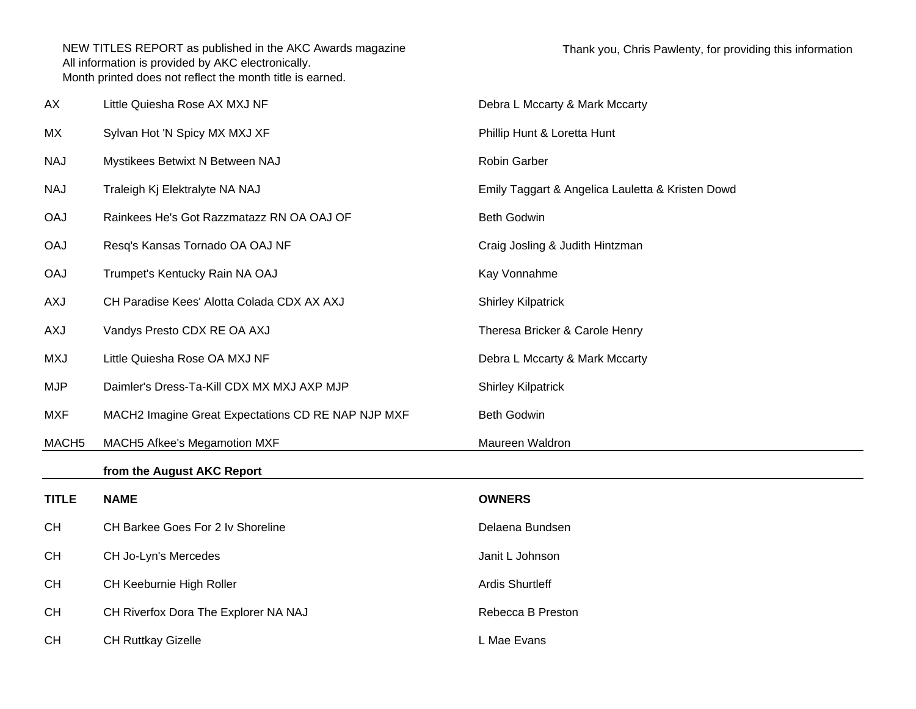NEW TITLES REPORT as published in the AKC Awards magazine
All information is provided by AKC electronically.
Month printed does not reflect the month title is earned.

Thank you, Chris Pawlenty, for providing this information

| | | |
|---|---|---|
| AX | Little Quiesha Rose AX MXJ NF | Debra L Mccarty & Mark Mccarty |
| MX | Sylvan Hot 'N Spicy MX MXJ XF | Phillip Hunt & Loretta Hunt |
| NAJ | Mystikees Betwixt N Between NAJ | Robin Garber |
| NAJ | Traleigh Kj Elektralyte NA NAJ | Emily Taggart & Angelica Lauletta & Kristen Dowd |
| OAJ | Rainkees He's Got Razzmatazz RN OA OAJ OF | Beth Godwin |
| OAJ | Resq's Kansas Tornado OA OAJ NF | Craig Josling & Judith Hintzman |
| OAJ | Trumpet's Kentucky Rain NA OAJ | Kay Vonnahme |
| AXJ | CH Paradise Kees' Alotta Colada CDX AX AXJ | Shirley Kilpatrick |
| AXJ | Vandys Presto CDX RE OA AXJ | Theresa Bricker & Carole Henry |
| MXJ | Little Quiesha Rose OA MXJ NF | Debra L Mccarty & Mark Mccarty |
| MJP | Daimler's Dress-Ta-Kill CDX MX MXJ AXP MJP | Shirley Kilpatrick |
| MXF | MACH2 Imagine Great Expectations CD RE NAP NJP MXF | Beth Godwin |
| MACH5 | MACH5 Afkee's Megamotion MXF | Maureen Waldron |

**from the August AKC Report**

| TITLE | NAME | OWNERS |
|---|---|---|
| CH | CH Barkee Goes For 2 Iv Shoreline | Delaena Bundsen |
| CH | CH Jo-Lyn's Mercedes | Janit L Johnson |
| CH | CH Keeburnie High Roller | Ardis Shurtleff |
| CH | CH Riverfox Dora The Explorer NA NAJ | Rebecca B Preston |
| CH | CH Ruttkay Gizelle | L Mae Evans |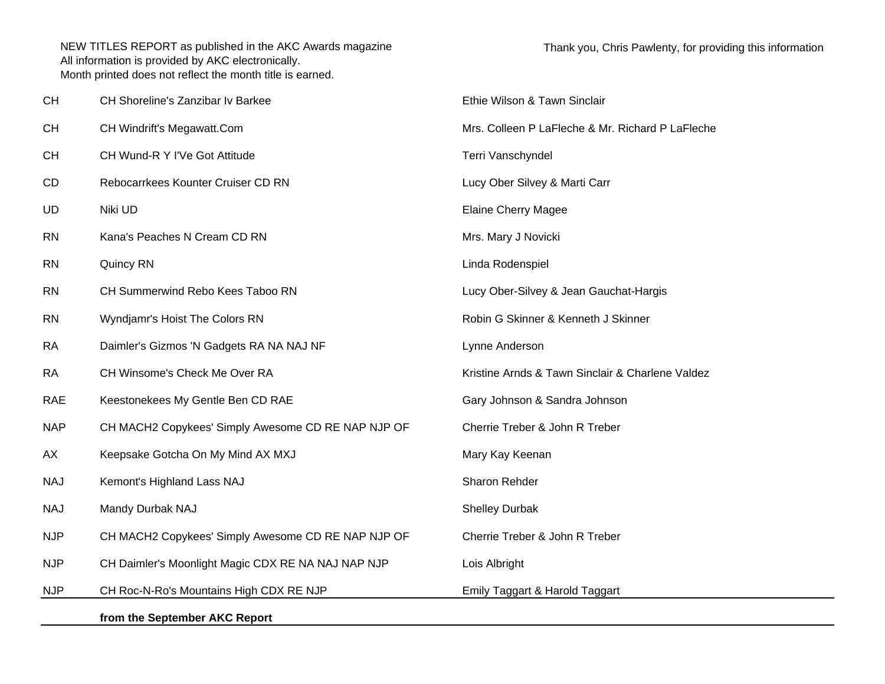NEW TITLES REPORT as published in the AKC Awards magazine
All information is provided by AKC electronically.
Month printed does not reflect the month title is earned.

Thank you, Chris Pawlenty, for providing this information

| | | |
|---|---|---|
| CH | CH Shoreline's Zanzibar Iv Barkee | Ethie Wilson & Tawn Sinclair |
| CH | CH Windrift's Megawatt.Com | Mrs. Colleen P LaFleche & Mr. Richard P LaFleche |
| CH | CH Wund-R Y I'Ve Got Attitude | Terri Vanschyndel |
| CD | Rebocarrkees Kounter Cruiser CD RN | Lucy Ober Silvey & Marti Carr |
| UD | Niki UD | Elaine Cherry Magee |
| RN | Kana's Peaches N Cream CD RN | Mrs. Mary J Novicki |
| RN | Quincy RN | Linda Rodenspiel |
| RN | CH Summerwind Rebo Kees Taboo RN | Lucy Ober-Silvey & Jean Gauchat-Hargis |
| RN | Wyndjamr's Hoist The Colors RN | Robin G Skinner & Kenneth J Skinner |
| RA | Daimler's Gizmos 'N Gadgets RA NA NAJ NF | Lynne Anderson |
| RA | CH Winsome's Check Me Over RA | Kristine Arnds & Tawn Sinclair & Charlene Valdez |
| RAE | Keestonekees My Gentle Ben CD RAE | Gary Johnson & Sandra Johnson |
| NAP | CH MACH2 Copykees' Simply Awesome CD RE NAP NJP OF | Cherrie Treber & John R Treber |
| AX | Keepsake Gotcha On My Mind AX MXJ | Mary Kay Keenan |
| NAJ | Kemont's Highland Lass NAJ | Sharon Rehder |
| NAJ | Mandy Durbak NAJ | Shelley Durbak |
| NJP | CH MACH2 Copykees' Simply Awesome CD RE NAP NJP OF | Cherrie Treber & John R Treber |
| NJP | CH Daimler's Moonlight Magic CDX RE NA NAJ NAP NJP | Lois Albright |
| NJP | CH Roc-N-Ro's Mountains High CDX RE NJP | Emily Taggart & Harold Taggart |

**from the September AKC Report**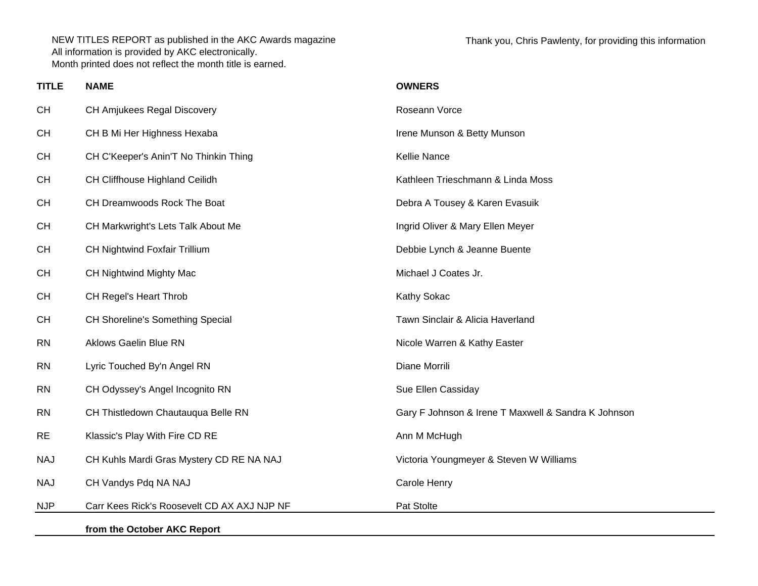NEW TITLES REPORT as published in the AKC Awards magazine
All information is provided by AKC electronically.
Month printed does not reflect the month title is earned.

Thank you, Chris Pawlenty, for providing this information

| TITLE | NAME | OWNERS |
|---|---|---|
| CH | CH Amjukees Regal Discovery | Roseann Vorce |
| CH | CH B Mi Her Highness Hexaba | Irene Munson & Betty Munson |
| CH | CH C'Keeper's Anin'T No Thinkin Thing | Kellie Nance |
| CH | CH Cliffhouse Highland Ceilidh | Kathleen Trieschmann & Linda Moss |
| CH | CH Dreamwoods Rock The Boat | Debra A Tousey & Karen Evasuik |
| CH | CH Markwright's Lets Talk About Me | Ingrid Oliver & Mary Ellen Meyer |
| CH | CH Nightwind Foxfair Trillium | Debbie Lynch & Jeanne Buente |
| CH | CH Nightwind Mighty Mac | Michael J Coates Jr. |
| CH | CH Regel's Heart Throb | Kathy Sokac |
| CH | CH Shoreline's Something Special | Tawn Sinclair & Alicia Haverland |
| RN | Aklows Gaelin Blue RN | Nicole Warren & Kathy Easter |
| RN | Lyric Touched By'n Angel RN | Diane Morrili |
| RN | CH Odyssey's Angel Incognito RN | Sue Ellen Cassiday |
| RN | CH Thistledown Chautauqua Belle RN | Gary F Johnson & Irene T Maxwell & Sandra K Johnson |
| RE | Klassic's Play With Fire CD RE | Ann M McHugh |
| NAJ | CH Kuhls Mardi Gras Mystery CD RE NA NAJ | Victoria Youngmeyer & Steven W Williams |
| NAJ | CH Vandys Pdq NA NAJ | Carole Henry |
| NJP | Carr Kees Rick's Roosevelt CD AX AXJ NJP NF | Pat Stolte |

**from the October AKC Report**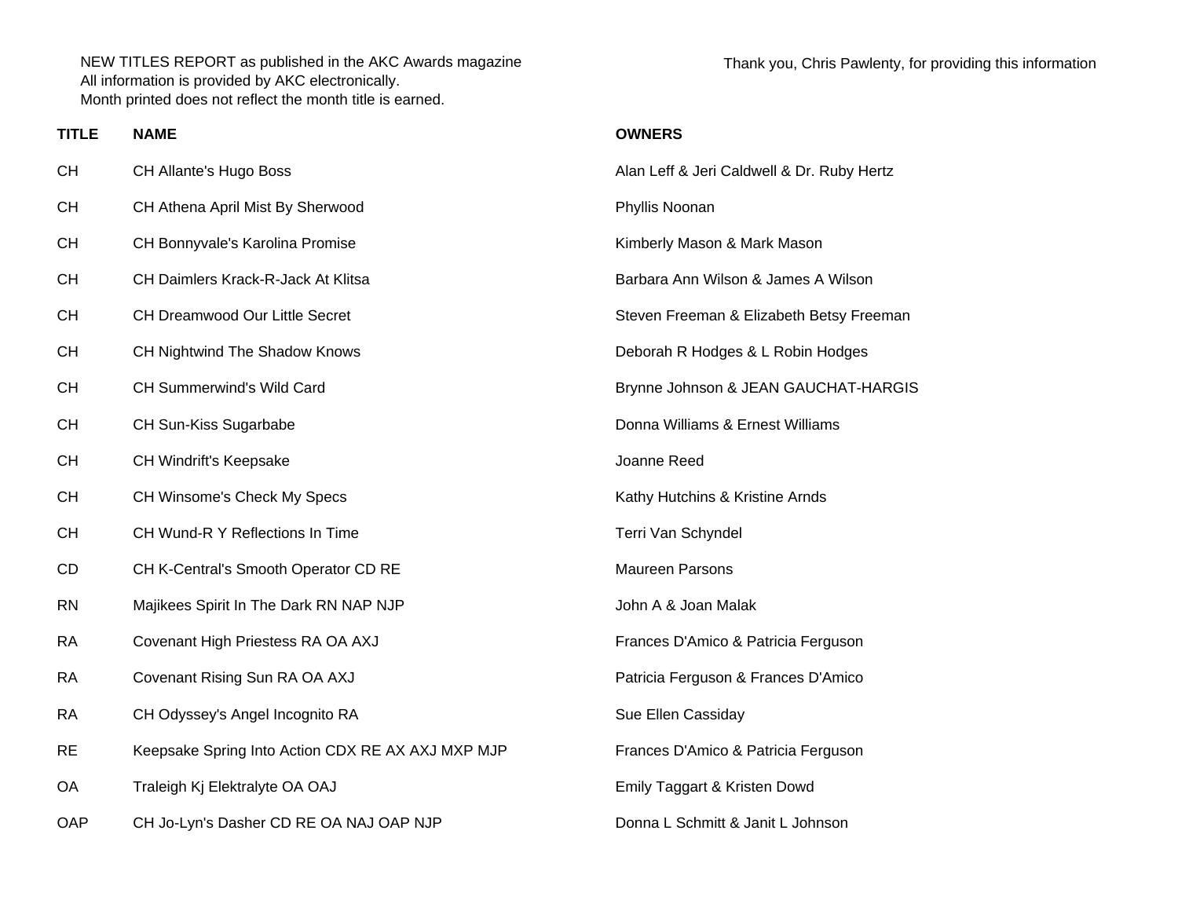NEW TITLES REPORT as published in the AKC Awards magazine
All information is provided by AKC electronically.
Month printed does not reflect the month title is earned.

Thank you, Chris Pawlenty, for providing this information

| TITLE | NAME | OWNERS |
| --- | --- | --- |
| CH | CH Allante's Hugo Boss | Alan Leff & Jeri Caldwell & Dr. Ruby Hertz |
| CH | CH Athena April Mist By Sherwood | Phyllis Noonan |
| CH | CH Bonnyvale's Karolina Promise | Kimberly Mason & Mark Mason |
| CH | CH Daimlers Krack-R-Jack At Klitsa | Barbara Ann Wilson & James A Wilson |
| CH | CH Dreamwood Our Little Secret | Steven Freeman & Elizabeth Betsy Freeman |
| CH | CH Nightwind The Shadow Knows | Deborah R Hodges & L Robin Hodges |
| CH | CH Summerwind's Wild Card | Brynne Johnson & JEAN GAUCHAT-HARGIS |
| CH | CH Sun-Kiss Sugarbabe | Donna Williams & Ernest Williams |
| CH | CH Windrift's Keepsake | Joanne Reed |
| CH | CH Winsome's Check My Specs | Kathy Hutchins & Kristine Arnds |
| CH | CH Wund-R Y Reflections In Time | Terri Van Schyndel |
| CD | CH K-Central's Smooth Operator CD RE | Maureen Parsons |
| RN | Majikees Spirit In The Dark RN NAP NJP | John A & Joan Malak |
| RA | Covenant High Priestess RA OA AXJ | Frances D'Amico & Patricia Ferguson |
| RA | Covenant Rising Sun RA OA AXJ | Patricia Ferguson & Frances D'Amico |
| RA | CH Odyssey's Angel Incognito RA | Sue Ellen Cassiday |
| RE | Keepsake Spring Into Action CDX RE AX AXJ MXP MJP | Frances D'Amico & Patricia Ferguson |
| OA | Traleigh Kj Elektralyte OA OAJ | Emily Taggart & Kristen Dowd |
| OAP | CH Jo-Lyn's Dasher CD RE OA NAJ OAP NJP | Donna L Schmitt & Janit L Johnson |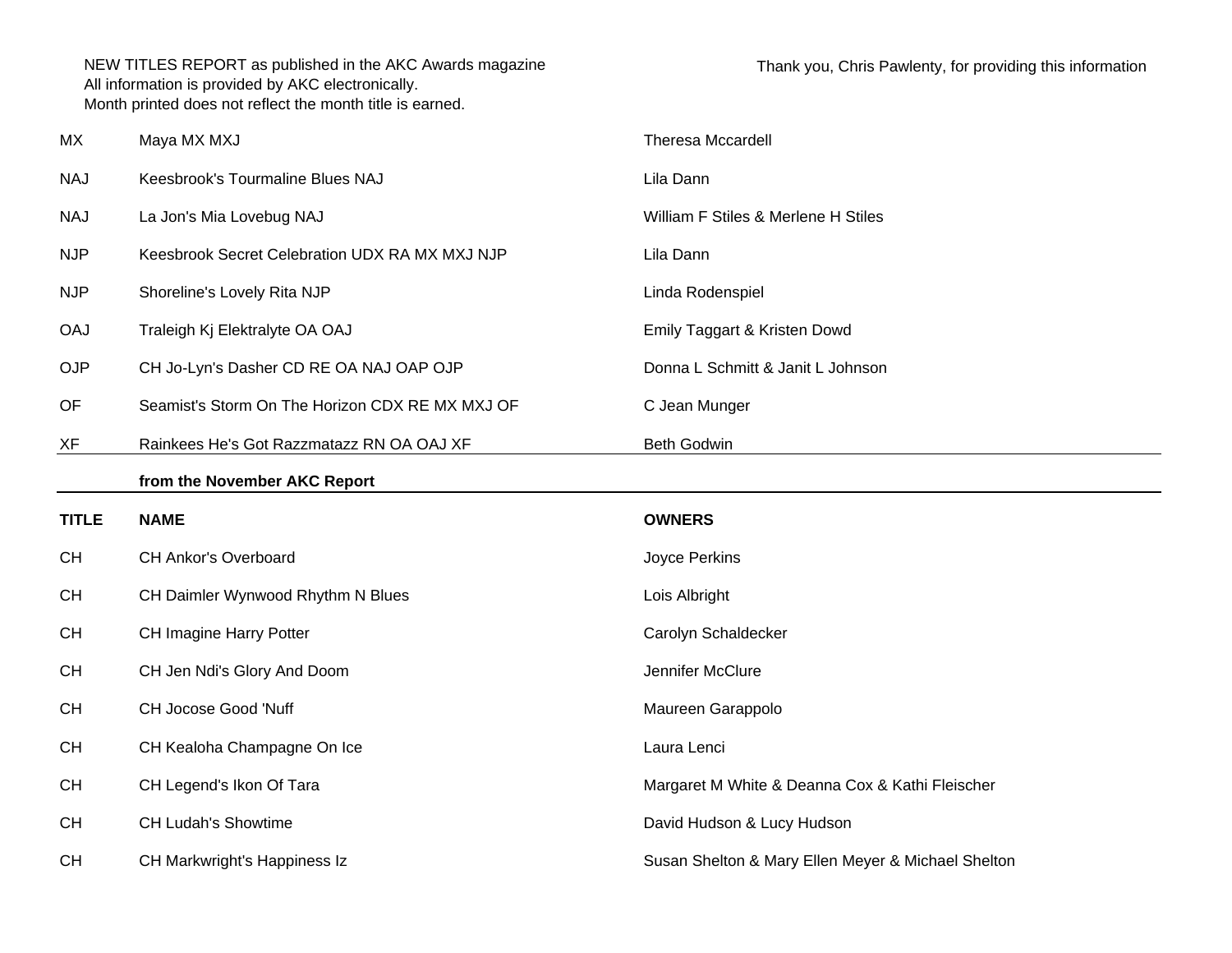NEW TITLES REPORT as published in the AKC Awards magazine
All information is provided by AKC electronically.
Month printed does not reflect the month title is earned.

Thank you, Chris Pawlenty, for providing this information

| | | |
|---|---|---|
| MX | Maya MX MXJ | Theresa Mccardell |
| NAJ | Keesbrook's Tourmaline Blues NAJ | Lila Dann |
| NAJ | La Jon's Mia Lovebug NAJ | William F Stiles & Merlene H Stiles |
| NJP | Keesbrook Secret Celebration UDX RA MX MXJ NJP | Lila Dann |
| NJP | Shoreline's Lovely Rita NJP | Linda Rodenspiel |
| OAJ | Traleigh Kj Elektralyte OA OAJ | Emily Taggart & Kristen Dowd |
| OJP | CH Jo-Lyn's Dasher CD RE OA NAJ OAP OJP | Donna L Schmitt & Janit L Johnson |
| OF | Seamist's Storm On The Horizon CDX RE MX MXJ OF | C Jean Munger |
| XF | Rainkees He's Got Razzmatazz RN OA OAJ XF | Beth Godwin |

**from the November AKC Report**

| TITLE | NAME | OWNERS |
|---|---|---|
| CH | CH Ankor's Overboard | Joyce Perkins |
| CH | CH Daimler Wynwood Rhythm N Blues | Lois Albright |
| CH | CH Imagine Harry Potter | Carolyn Schaldecker |
| CH | CH Jen Ndi's Glory And Doom | Jennifer McClure |
| CH | CH Jocose Good 'Nuff | Maureen Garappolo |
| CH | CH Kealoha Champagne On Ice | Laura Lenci |
| CH | CH Legend's Ikon Of Tara | Margaret M White & Deanna Cox & Kathi Fleischer |
| CH | CH Ludah's Showtime | David Hudson & Lucy Hudson |
| CH | CH Markwright's Happiness Iz | Susan Shelton & Mary Ellen Meyer & Michael Shelton |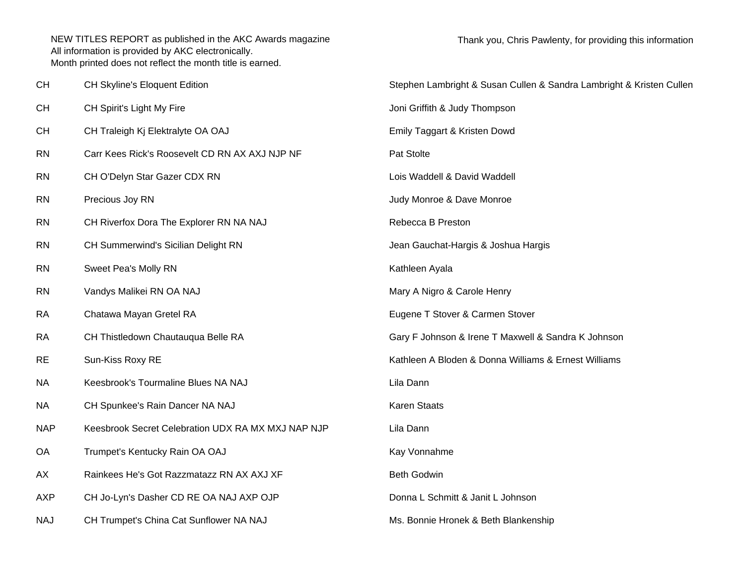NEW TITLES REPORT as published in the AKC Awards magazine
All information is provided by AKC electronically.
Month printed does not reflect the month title is earned.

Thank you, Chris Pawlenty, for providing this information

| | | |
|---|---|---|
| CH | CH Skyline's Eloquent Edition | Stephen Lambright & Susan Cullen & Sandra Lambright & Kristen Cullen |
| CH | CH Spirit's Light My Fire | Joni Griffith & Judy Thompson |
| CH | CH Traleigh Kj Elektralyte OA OAJ | Emily Taggart & Kristen Dowd |
| RN | Carr Kees Rick's Roosevelt CD RN AX AXJ NJP NF | Pat Stolte |
| RN | CH O'Delyn Star Gazer CDX RN | Lois Waddell & David Waddell |
| RN | Precious Joy RN | Judy Monroe & Dave Monroe |
| RN | CH Riverfox Dora The Explorer RN NA NAJ | Rebecca B Preston |
| RN | CH Summerwind's Sicilian Delight RN | Jean Gauchat-Hargis & Joshua Hargis |
| RN | Sweet Pea's Molly RN | Kathleen Ayala |
| RN | Vandys Malikei RN OA NAJ | Mary A Nigro & Carole Henry |
| RA | Chatawa Mayan Gretel RA | Eugene T Stover & Carmen Stover |
| RA | CH Thistledown Chautauqua Belle RA | Gary F Johnson & Irene T Maxwell & Sandra K Johnson |
| RE | Sun-Kiss Roxy RE | Kathleen A Bloden & Donna Williams & Ernest Williams |
| NA | Keesbrook's Tourmaline Blues NA NAJ | Lila Dann |
| NA | CH Spunkee's Rain Dancer NA NAJ | Karen Staats |
| NAP | Keesbrook Secret Celebration UDX RA MX MXJ NAP NJP | Lila Dann |
| OA | Trumpet's Kentucky Rain OA OAJ | Kay Vonnahme |
| AX | Rainkees He's Got Razzmatazz RN AX AXJ XF | Beth Godwin |
| AXP | CH Jo-Lyn's Dasher CD RE OA NAJ AXP OJP | Donna L Schmitt & Janit L Johnson |
| NAJ | CH Trumpet's China Cat Sunflower NA NAJ | Ms. Bonnie Hronek & Beth Blankenship |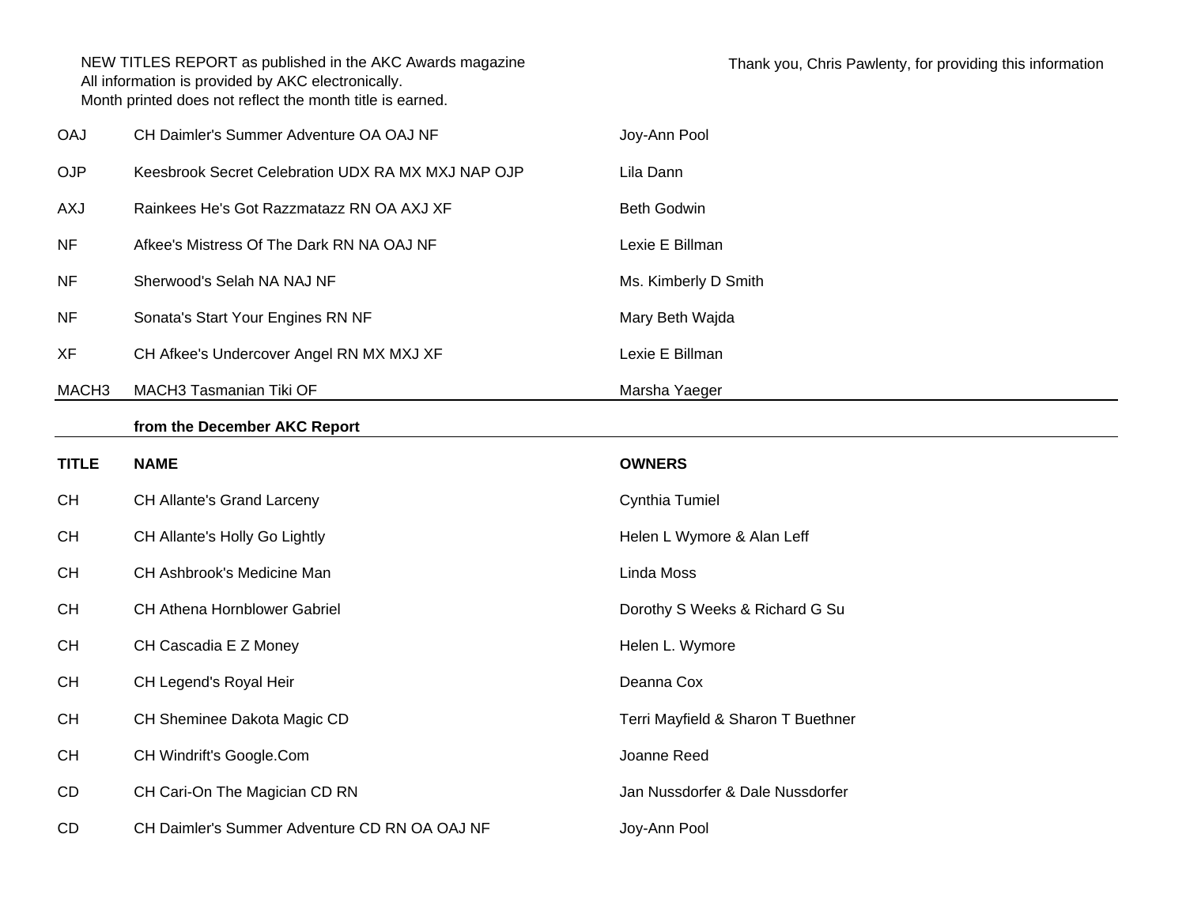NEW TITLES REPORT as published in the AKC Awards magazine
All information is provided by AKC electronically.
Month printed does not reflect the month title is earned.

Thank you, Chris Pawlenty, for providing this information

| | | |
|---|---|---|
| OAJ | CH Daimler's Summer Adventure OA OAJ NF | Joy-Ann Pool |
| OJP | Keesbrook Secret Celebration UDX RA MX MXJ NAP OJP | Lila Dann |
| AXJ | Rainkees He's Got Razzmatazz RN OA AXJ XF | Beth Godwin |
| NF | Afkee's Mistress Of The Dark RN NA OAJ NF | Lexie E Billman |
| NF | Sherwood's Selah NA NAJ NF | Ms. Kimberly D Smith |
| NF | Sonata's Start Your Engines RN NF | Mary Beth Wajda |
| XF | CH Afkee's Undercover Angel RN MX MXJ XF | Lexie E Billman |
| MACH3 | MACH3 Tasmanian Tiki OF | Marsha Yaeger |

**from the December AKC Report**

| **TITLE** | **NAME** | **OWNERS** |
|---|---|---|
| CH | CH Allante's Grand Larceny | Cynthia Tumiel |
| CH | CH Allante's Holly Go Lightly | Helen L Wymore & Alan Leff |
| CH | CH Ashbrook's Medicine Man | Linda Moss |
| CH | CH Athena Hornblower Gabriel | Dorothy S Weeks & Richard G Su |
| CH | CH Cascadia E Z Money | Helen L. Wymore |
| CH | CH Legend's Royal Heir | Deanna Cox |
| CH | CH Sheminee Dakota Magic CD | Terri Mayfield & Sharon T Buethner |
| CH | CH Windrift's Google.Com | Joanne Reed |
| CD | CH Cari-On The Magician CD RN | Jan Nussdorfer & Dale Nussdorfer |
| CD | CH Daimler's Summer Adventure CD RN OA OAJ NF | Joy-Ann Pool |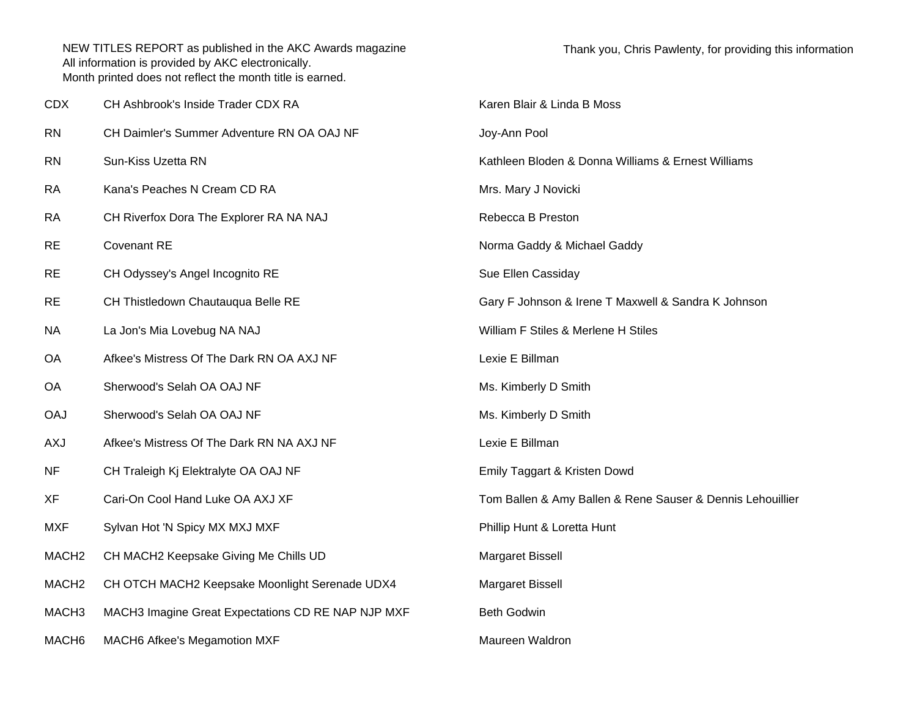NEW TITLES REPORT as published in the AKC Awards magazine
All information is provided by AKC electronically.
Month printed does not reflect the month title is earned.

Thank you, Chris Pawlenty, for providing this information

| | | |
|---|---|---|
| CDX | CH Ashbrook's Inside Trader CDX RA | Karen Blair & Linda B Moss |
| RN | CH Daimler's Summer Adventure RN OA OAJ NF | Joy-Ann Pool |
| RN | Sun-Kiss Uzetta RN | Kathleen Bloden & Donna Williams & Ernest Williams |
| RA | Kana's Peaches N Cream CD RA | Mrs. Mary J Novicki |
| RA | CH Riverfox Dora The Explorer RA NA NAJ | Rebecca B Preston |
| RE | Covenant RE | Norma Gaddy & Michael Gaddy |
| RE | CH Odyssey's Angel Incognito RE | Sue Ellen Cassiday |
| RE | CH Thistledown Chautauqua Belle RE | Gary F Johnson & Irene T Maxwell & Sandra K Johnson |
| NA | La Jon's Mia Lovebug NA NAJ | William F Stiles & Merlene H Stiles |
| OA | Afkee's Mistress Of The Dark RN OA AXJ NF | Lexie E Billman |
| OA | Sherwood's Selah OA OAJ NF | Ms. Kimberly D Smith |
| OAJ | Sherwood's Selah OA OAJ NF | Ms. Kimberly D Smith |
| AXJ | Afkee's Mistress Of The Dark RN NA AXJ NF | Lexie E Billman |
| NF | CH Traleigh Kj Elektralyte OA OAJ NF | Emily Taggart & Kristen Dowd |
| XF | Cari-On Cool Hand Luke OA AXJ XF | Tom Ballen & Amy Ballen & Rene Sauser & Dennis Lehouillier |
| MXF | Sylvan Hot 'N Spicy MX MXJ MXF | Phillip Hunt & Loretta Hunt |
| MACH2 | CH MACH2 Keepsake Giving Me Chills UD | Margaret Bissell |
| MACH2 | CH OTCH MACH2 Keepsake Moonlight Serenade UDX4 | Margaret Bissell |
| MACH3 | MACH3 Imagine Great Expectations CD RE NAP NJP MXF | Beth Godwin |
| MACH6 | MACH6 Afkee's Megamotion MXF | Maureen Waldron |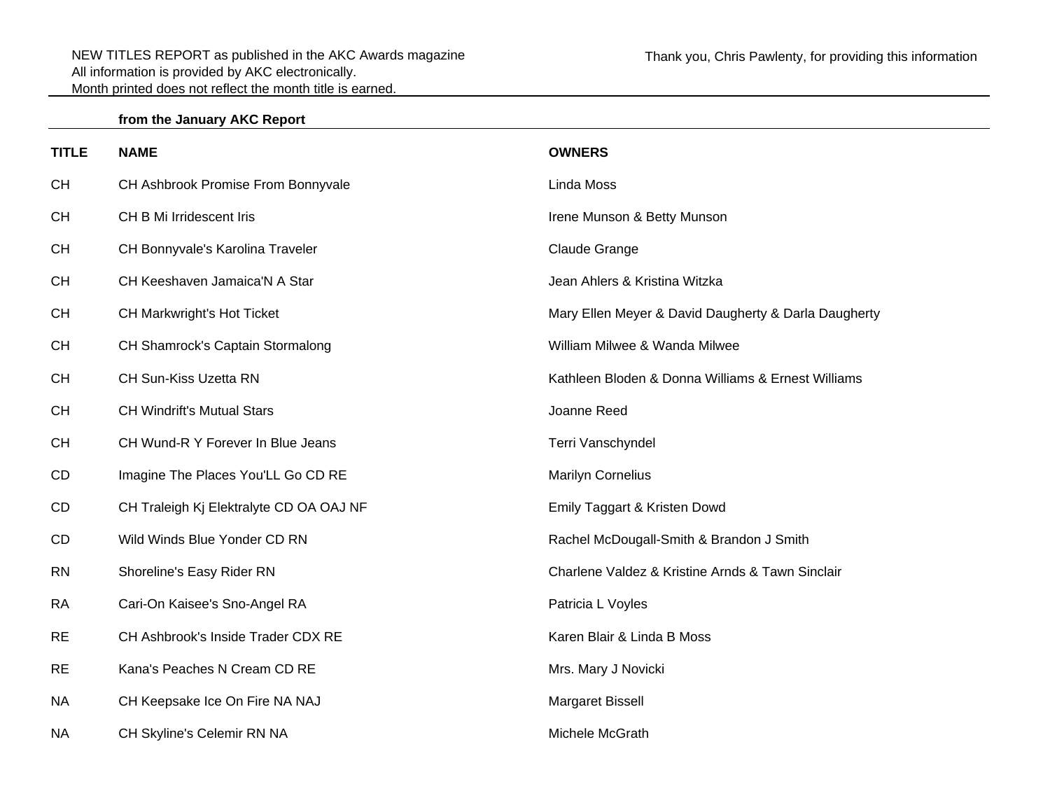NEW TITLES REPORT as published in the AKC Awards magazine
All information is provided by AKC electronically.
Month printed does not reflect the month title is earned.

Thank you, Chris Pawlenty, for providing this information

**from the January AKC Report**

| TITLE | NAME | OWNERS |
|---|---|---|
| CH | CH Ashbrook Promise From Bonnyvale | Linda Moss |
| CH | CH B Mi Irridescent Iris | Irene Munson & Betty Munson |
| CH | CH Bonnyvale's Karolina Traveler | Claude Grange |
| CH | CH Keeshaven Jamaica'N A Star | Jean Ahlers & Kristina Witzka |
| CH | CH Markwright's Hot Ticket | Mary Ellen Meyer & David Daugherty & Darla Daugherty |
| CH | CH Shamrock's Captain Stormalong | William Milwee & Wanda Milwee |
| CH | CH Sun-Kiss Uzetta RN | Kathleen Bloden & Donna Williams & Ernest Williams |
| CH | CH Windrift's Mutual Stars | Joanne Reed |
| CH | CH Wund-R Y Forever In Blue Jeans | Terri Vanschyndel |
| CD | Imagine The Places You'LL Go CD RE | Marilyn Cornelius |
| CD | CH Traleigh Kj Elektralyte CD OA OAJ NF | Emily Taggart & Kristen Dowd |
| CD | Wild Winds Blue Yonder CD RN | Rachel McDougall-Smith & Brandon J Smith |
| RN | Shoreline's Easy Rider RN | Charlene Valdez & Kristine Arnds & Tawn Sinclair |
| RA | Cari-On Kaisee's Sno-Angel RA | Patricia L Voyles |
| RE | CH Ashbrook's Inside Trader CDX RE | Karen Blair & Linda B Moss |
| RE | Kana's Peaches N Cream CD RE | Mrs. Mary J Novicki |
| NA | CH Keepsake Ice On Fire NA NAJ | Margaret Bissell |
| NA | CH Skyline's Celemir RN NA | Michele McGrath |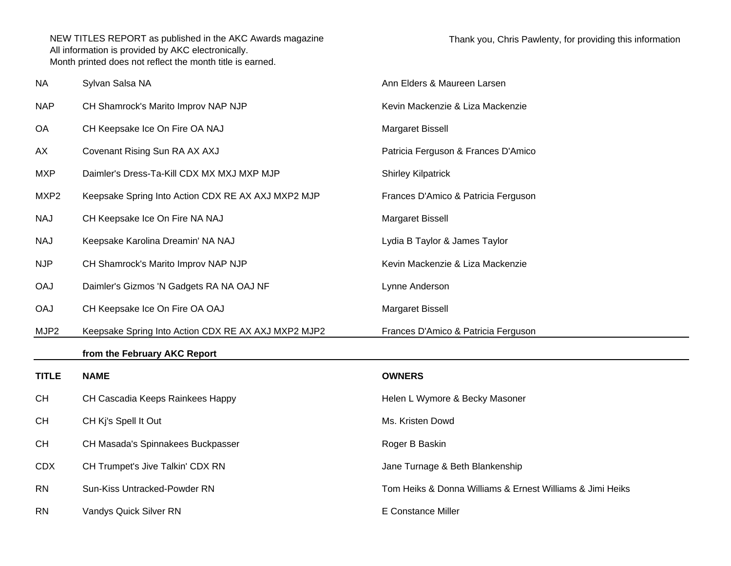NEW TITLES REPORT as published in the AKC Awards magazine
All information is provided by AKC electronically.
Month printed does not reflect the month title is earned.

Thank you, Chris Pawlenty, for providing this information

| | | |
|---|---|---|
| NA | Sylvan Salsa NA | Ann Elders & Maureen Larsen |
| NAP | CH Shamrock's Marito Improv NAP NJP | Kevin Mackenzie & Liza Mackenzie |
| OA | CH Keepsake Ice On Fire OA NAJ | Margaret Bissell |
| AX | Covenant Rising Sun RA AX AXJ | Patricia Ferguson & Frances D'Amico |
| MXP | Daimler's Dress-Ta-Kill CDX MX MXJ MXP MJP | Shirley Kilpatrick |
| MXP2 | Keepsake Spring Into Action CDX RE AX AXJ MXP2 MJP | Frances D'Amico & Patricia Ferguson |
| NAJ | CH Keepsake Ice On Fire NA NAJ | Margaret Bissell |
| NAJ | Keepsake Karolina Dreamin' NA NAJ | Lydia B Taylor & James Taylor |
| NJP | CH Shamrock's Marito Improv NAP NJP | Kevin Mackenzie & Liza Mackenzie |
| OAJ | Daimler's Gizmos 'N Gadgets RA NA OAJ NF | Lynne Anderson |
| OAJ | CH Keepsake Ice On Fire OA OAJ | Margaret Bissell |
| MJP2 | Keepsake Spring Into Action CDX RE AX AXJ MXP2 MJP2 | Frances D'Amico & Patricia Ferguson |

**from the February AKC Report**

| TITLE | NAME | OWNERS |
|---|---|---|
| CH | CH Cascadia Keeps Rainkees Happy | Helen L Wymore & Becky Masoner |
| CH | CH Kj's Spell It Out | Ms. Kristen Dowd |
| CH | CH Masada's Spinnakees Buckpasser | Roger B Baskin |
| CDX | CH Trumpet's Jive Talkin' CDX RN | Jane Turnage & Beth Blankenship |
| RN | Sun-Kiss Untracked-Powder RN | Tom Heiks & Donna Williams & Ernest Williams & Jimi Heiks |
| RN | Vandys Quick Silver RN | E Constance Miller |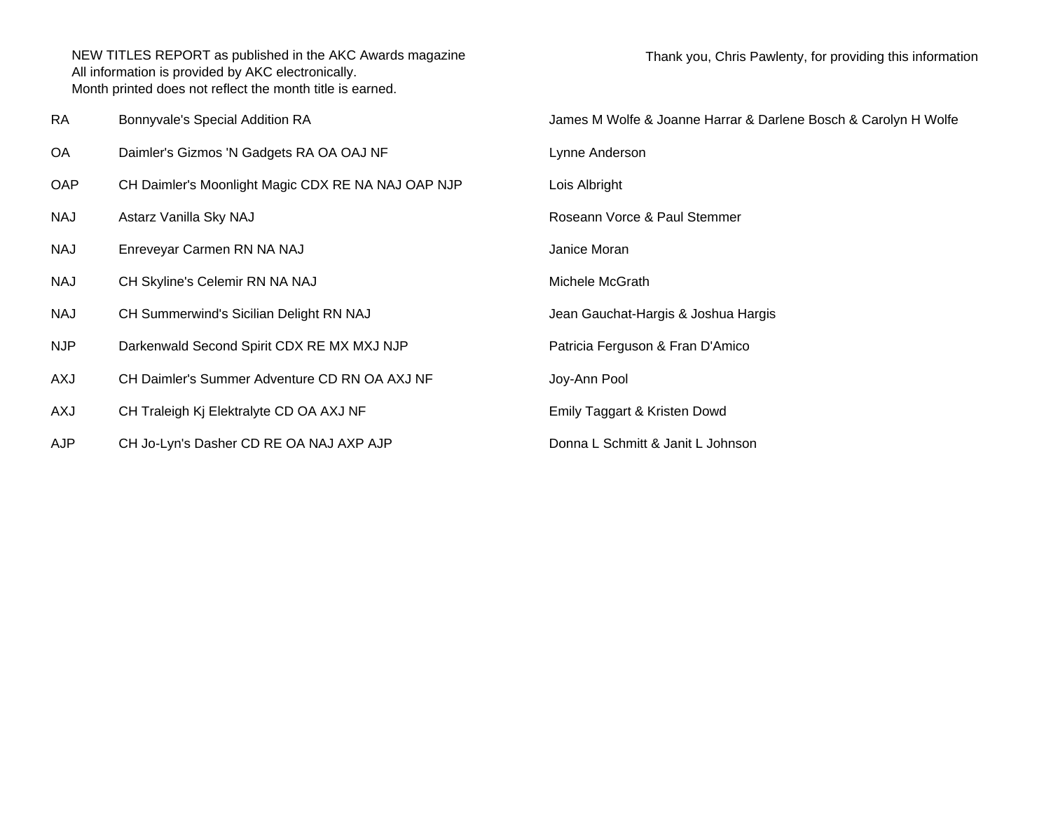NEW TITLES REPORT as published in the AKC Awards magazine
All information is provided by AKC electronically.
Month printed does not reflect the month title is earned.

Thank you, Chris Pawlenty, for providing this information

| | | |
|---|---|---|
| RA | Bonnyvale's Special Addition RA | James M Wolfe & Joanne Harrar & Darlene Bosch & Carolyn H Wolfe |
| OA | Daimler's Gizmos 'N Gadgets RA OA OAJ NF | Lynne Anderson |
| OAP | CH Daimler's Moonlight Magic CDX RE NA NAJ OAP NJP | Lois Albright |
| NAJ | Astarz Vanilla Sky NAJ | Roseann Vorce & Paul Stemmer |
| NAJ | Enreveyar Carmen RN NA NAJ | Janice Moran |
| NAJ | CH Skyline's Celemir RN NA NAJ | Michele McGrath |
| NAJ | CH Summerwind's Sicilian Delight RN NAJ | Jean Gauchat-Hargis & Joshua Hargis |
| NJP | Darkenwald Second Spirit CDX RE MX MXJ NJP | Patricia Ferguson & Fran D'Amico |
| AXJ | CH Daimler's Summer Adventure CD RN OA AXJ NF | Joy-Ann Pool |
| AXJ | CH Traleigh Kj Elektralyte CD OA AXJ NF | Emily Taggart & Kristen Dowd |
| AJP | CH Jo-Lyn's Dasher CD RE OA NAJ AXP AJP | Donna L Schmitt & Janit L Johnson |